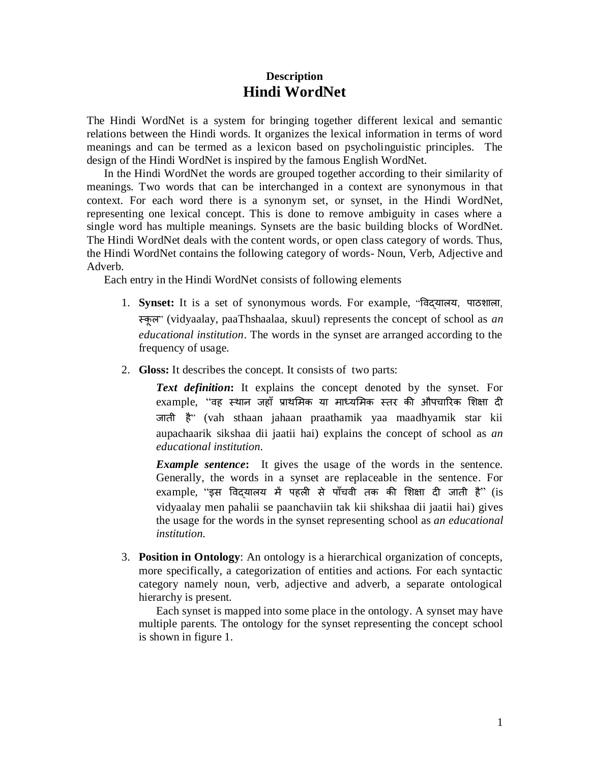**Description**

# Hindi WordNet

The Hindi WordNet is a system for bringing together different lexical and semantic relations between the Hindi words. It organizes the lexical information in terms of word meanings and can be termed as a lexicon based on psycholinguistic principles. The design of the Hindi WordNet is inspired by the famous English WordNet.

In the Hindi WordNet the words are grouped together according to their similarity of meanings. Two words that can be interchanged in a context are synonymous in that context. For each word there is a synonym set, or synset, in the Hindi WordNet, representing one lexical concept. This is done to remove ambiguity in cases where a single word has multiple meanings. Synsets are the basic building blocks of WordNet. The Hindi WordNet deals with the content words, or open class category of words. Thus, the Hindi WordNet contains the following category of words- Noun, Verb, Adjective and Adverb.

Each entry in the Hindi WordNet consists of following elements

1. **Synset:** It is a set of synonymous words. For example, "विद्यालय, पाठशाला, स्कूल" (vidyaalay, paaThshaalaa, skuul) represents the concept of school as *an educational institution*. The words in the synset are arranged according to the frequency of usage.

2. **Gloss:** It describes the concept. It consists of two parts:

   ***Text definition*:** It explains the concept denoted by the synset. For example, "वह स्थान जहाँ प्राथमिक या माध्यमिक स्तर की औपचारिक शिक्षा दी जाती है" (vah sthaan jahaan praathamik yaa maadhyamik star kii aupachaarik sikshaa dii jaatii hai) explains the concept of school as *an educational institution*.

   ***Example sentence*:** It gives the usage of the words in the sentence. Generally, the words in a synset are replaceable in the sentence. For example, "इस विद्यालय में पहली से पाँचवी तक की शिक्षा दी जाती है" (is vidyaalay men pahalii se paanchaviin tak kii shikshaa dii jaatii hai) gives the usage for the words in the synset representing school as *an educational institution.*

3. **Position in Ontology**: An ontology is a hierarchical organization of concepts, more specifically, a categorization of entities and actions. For each syntactic category namely noun, verb, adjective and adverb, a separate ontological hierarchy is present.

   Each synset is mapped into some place in the ontology. A synset may have multiple parents. The ontology for the synset representing the concept school is shown in figure 1.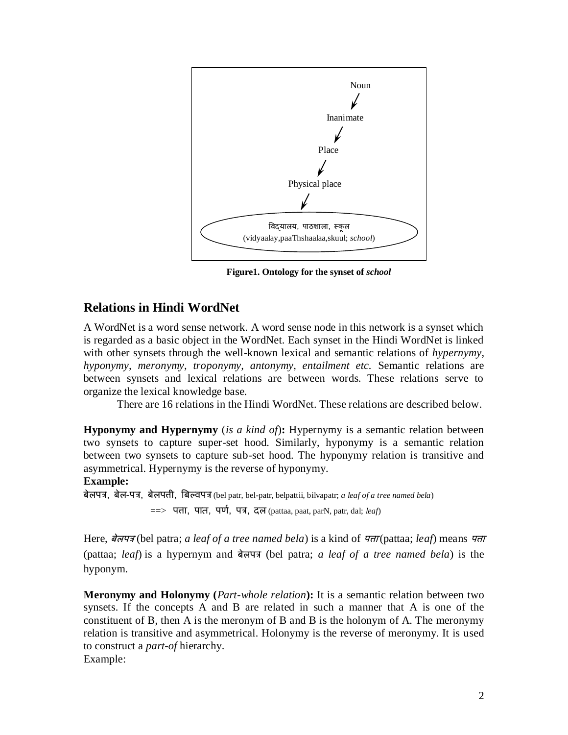Noun → Inanimate → Place → Physical place → विद्यालय, पाठशाला, स्कूल (vidyaalay,paaThshaalaa,skuul; *school*)

**Figure1. Ontology for the synset of *school***

## Relations in Hindi WordNet

A WordNet is a word sense network. A word sense node in this network is a synset which is regarded as a basic object in the WordNet. Each synset in the Hindi WordNet is linked with other synsets through the well-known lexical and semantic relations of *hypernymy, hyponymy, meronymy, troponymy, antonymy, entailment etc.* Semantic relations are between synsets and lexical relations are between words. These relations serve to organize the lexical knowledge base.

There are 16 relations in the Hindi WordNet. These relations are described below.

**Hyponymy and Hypernymy** (*is a kind of*)**:** Hypernymy is a semantic relation between two synsets to capture super-set hood. Similarly, hyponymy is a semantic relation between two synsets to capture sub-set hood. The hyponymy relation is transitive and asymmetrical. Hypernymy is the reverse of hyponymy.

**Example:**

बेलपत्र, बेल-पत्र, बेलपत्ती, बिल्वपत्र (bel patr, bel-patr, belpattii, bilvapatr; *a leaf of a tree named bela*)

==> पत्ता, पात, पर्ण, पत्र, दल (pattaa, paat, parN, patr, dal; *leaf*)

Here, *बेलपत्र* (bel patra; *a leaf of a tree named bela*) is a kind of *पत्ता* (pattaa; *leaf*) means *पत्ता* (pattaa; *leaf*) is a hypernym and बेलपत्र (bel patra; *a leaf of a tree named bela*) is the hyponym.

**Meronymy and Holonymy (***Part-whole relation***):** It is a semantic relation between two synsets. If the concepts A and B are related in such a manner that A is one of the constituent of B, then A is the meronym of B and B is the holonym of A. The meronymy relation is transitive and asymmetrical. Holonymy is the reverse of meronymy. It is used to construct a *part-of* hierarchy.

Example: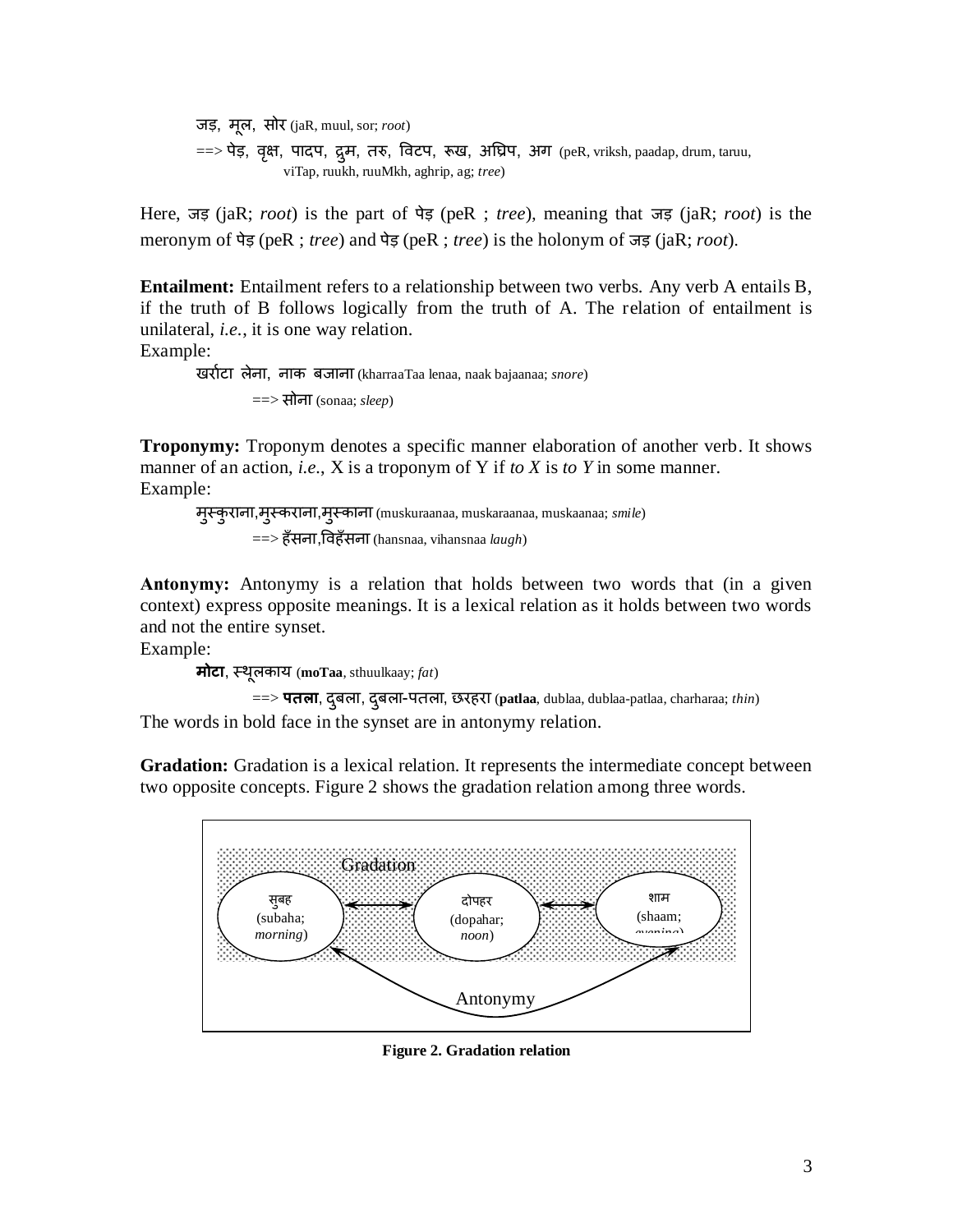जड़, मूल, सोर (jaR, muul, sor; *root*)

==> पेड़, वृक्ष, पादप, द्रुम, तरु, विटप, रूख, अघ्रिप, अग (peR, vriksh, paadap, drum, taruu, viTap, ruukh, ruuMkh, aghrip, ag; *tree*)

Here, जड़ (jaR; *root*) is the part of पेड़ (peR ; *tree*), meaning that जड़ (jaR; *root*) is the meronym of पेड़ (peR ; *tree*) and पेड़ (peR ; *tree*) is the holonym of जड़ (jaR; *root*).

**Entailment:** Entailment refers to a relationship between two verbs. Any verb A entails B, if the truth of B follows logically from the truth of A. The relation of entailment is unilateral, *i.e.*, it is one way relation.

Example:

खर्राटा लेना, नाक बजाना (kharraaTaa lenaa, naak bajaanaa; *snore*)

==> सोना (sonaa; *sleep*)

**Troponymy:** Troponym denotes a specific manner elaboration of another verb. It shows manner of an action, *i.e.*, X is a troponym of Y if *to X* is *to Y* in some manner.

Example:

मुस्कुराना,मुस्कराना,मुस्काना (muskuraanaa, muskaraanaa, muskaanaa; *smile*)

==> हँसना,विहँसना (hansnaa, vihansnaa *laugh*)

**Antonymy:** Antonymy is a relation that holds between two words that (in a given context) express opposite meanings. It is a lexical relation as it holds between two words and not the entire synset.

Example:

**मोटा**, स्थूलकाय (**moTaa**, sthuulkaay; *fat*)

==> **पतला**, दुबला, दुबला-पतला, छरहरा (**patlaa**, dublaa, dublaa-patlaa, charharaa; *thin*)

The words in bold face in the synset are in antonymy relation.

**Gradation:** Gradation is a lexical relation. It represents the intermediate concept between two opposite concepts. Figure 2 shows the gradation relation among three words.

Gradation: सुबह (subaha; *morning*) ⟷ दोपहर (dopahar; *noon*) ⟷ शाम (shaam; *evening*)

Antonymy: सुबह (subaha; *morning*) ⟷ शाम (shaam; *evening*)

**Figure 2. Gradation relation**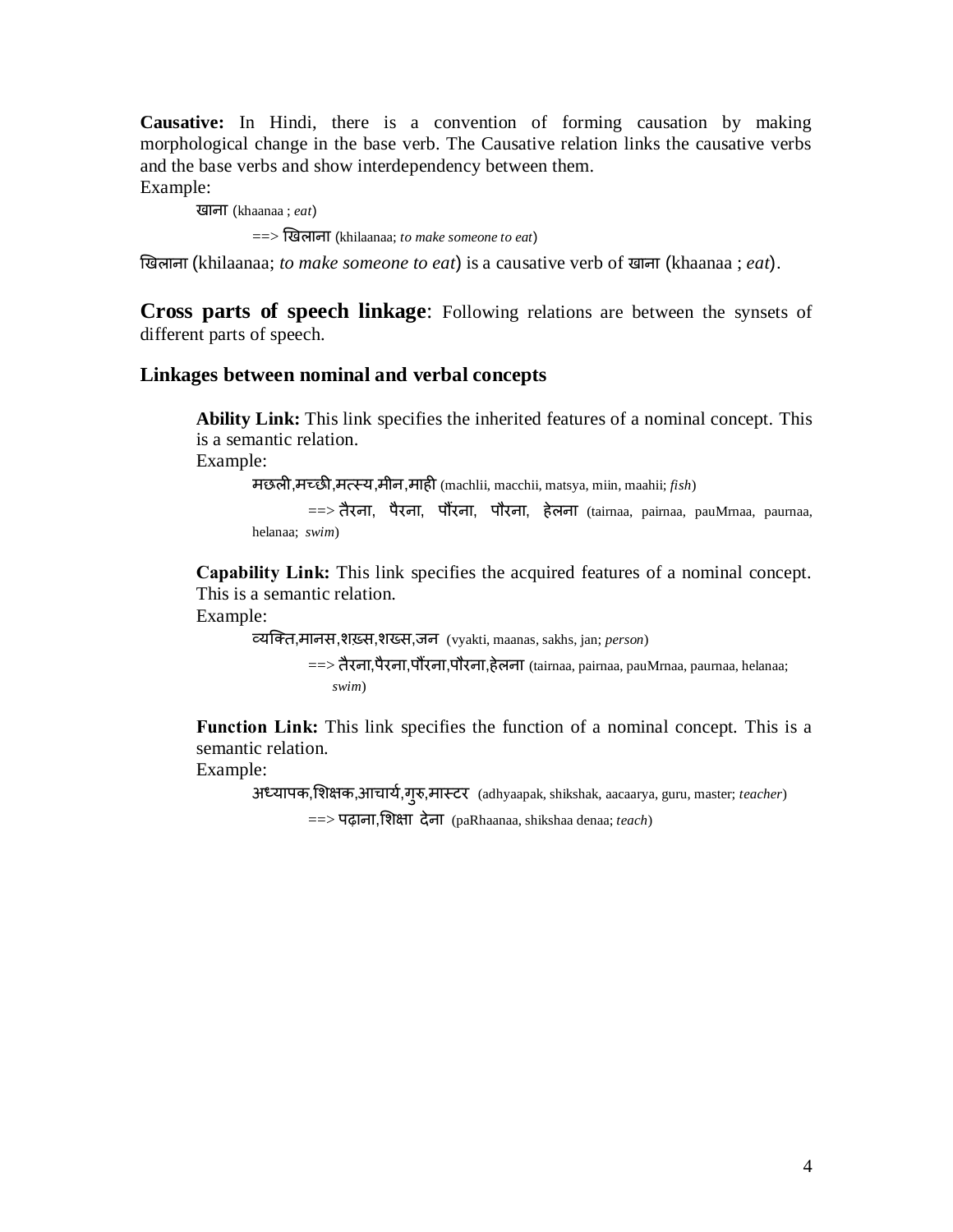**Causative:** In Hindi, there is a convention of forming causation by making morphological change in the base verb. The Causative relation links the causative verbs and the base verbs and show interdependency between them.

Example:

खाना (khaanaa ; *eat*)

==> खिलाना (khilaanaa; *to make someone to eat*)

खिलाना (khilaanaa; *to make someone to eat*) is a causative verb of खाना (khaanaa ; *eat*).

## Cross parts of speech linkage

Following relations are between the synsets of different parts of speech.

### Linkages between nominal and verbal concepts

**Ability Link:** This link specifies the inherited features of a nominal concept. This is a semantic relation.

Example:

मछली,मच्छी,मत्स्य,मीन,माही (machlii, macchii, matsya, miin, maahii; *fish*)

==> तैरना, पैरना, पौंरना, पौरना, हेलना (tairnaa, pairnaa, pauMrnaa, paurnaa, helanaa; *swim*)

**Capability Link:** This link specifies the acquired features of a nominal concept. This is a semantic relation.

Example:

व्यक्ति,मानस,शख़्स,शख्स,जन (vyakti, maanas, sakhs, jan; *person*)

==> तैरना,पैरना,पौंरना,पौरना,हेलना (tairnaa, pairnaa, pauMrnaa, paurnaa, helanaa; *swim*)

**Function Link:** This link specifies the function of a nominal concept. This is a semantic relation.

Example:

अध्यापक,शिक्षक,आचार्य,गुरु,मास्टर (adhyaapak, shikshak, aacaarya, guru, master; *teacher*)

==> पढ़ाना,शिक्षा देना (paRhaanaa, shikshaa denaa; *teach*)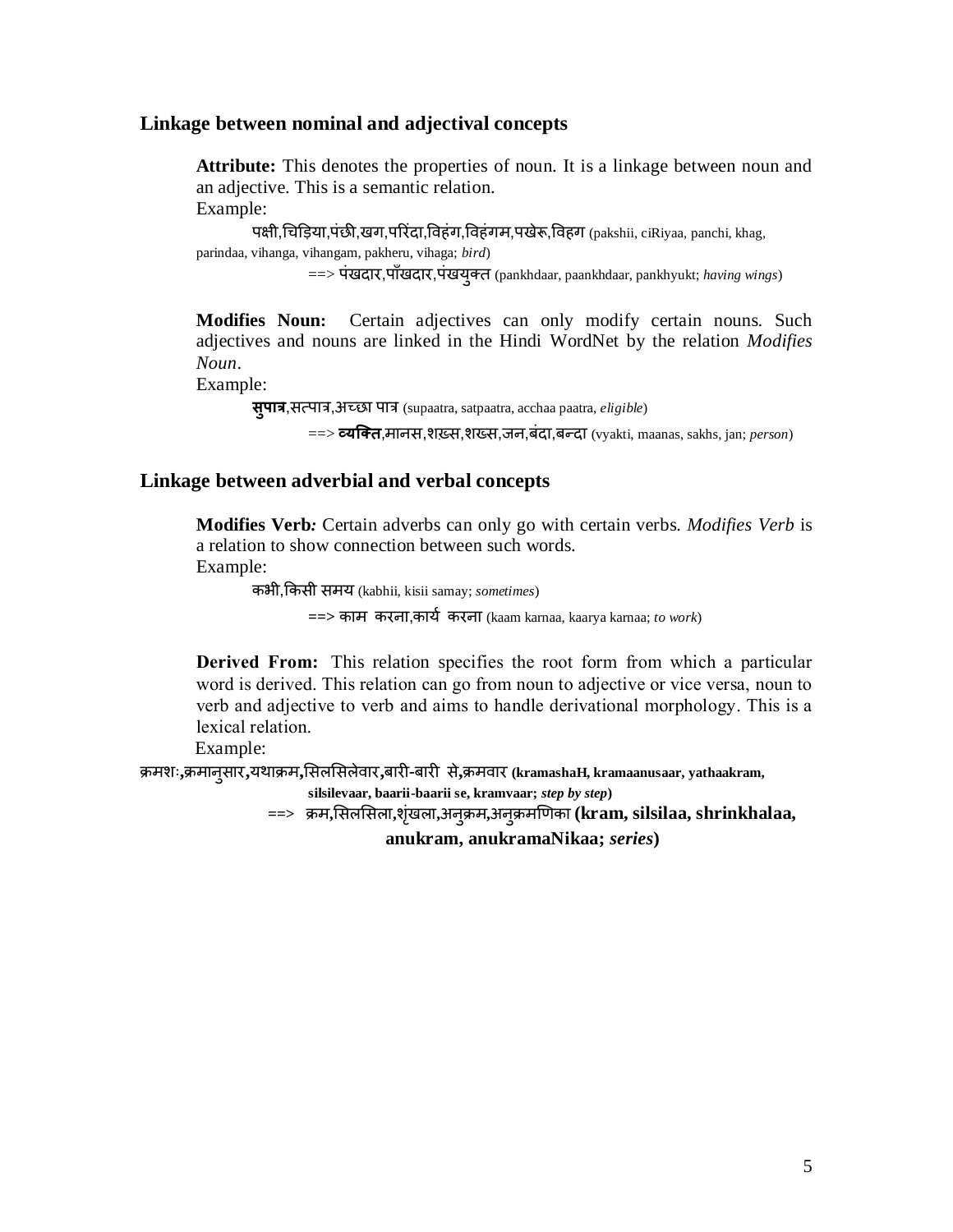## Linkage between nominal and adjectival concepts

**Attribute:** This denotes the properties of noun. It is a linkage between noun and an adjective. This is a semantic relation.

Example:

पक्षी,चिड़िया,पंछी,खग,परिंदा,विहंग,विहंगम,पखेरू,विहग (pakshii, ciRiyaa, panchi, khag, parindaa, vihanga, vihangam, pakheru, vihaga; *bird*)

==> पंखदार,पाँखदार,पंखयुक्त (pankhdaar, paankhdaar, pankhyukt; *having wings*)

**Modifies Noun:** Certain adjectives can only modify certain nouns. Such adjectives and nouns are linked in the Hindi WordNet by the relation *Modifies Noun*.

Example:

**सुपात्र**,सत्पात्र,अच्छा पात्र (supaatra, satpaatra, acchaa paatra, *eligible*)

==> **व्यक्ति**,मानस,शख़्स,शख्स,जन,बंदा,बन्दा (vyakti, maanas, sakhs, jan; *person*)

## Linkage between adverbial and verbal concepts

**Modifies Verb***:* Certain adverbs can only go with certain verbs. *Modifies Verb* is a relation to show connection between such words.

Example:

कभी,किसी समय (kabhii, kisii samay; *sometimes*)

==> काम करना,कार्य करना (kaam karnaa, kaarya karnaa; *to work*)

**Derived From:** This relation specifies the root form from which a particular word is derived. This relation can go from noun to adjective or vice versa, noun to verb and adjective to verb and aims to handle derivational morphology. This is a lexical relation.

Example:

क्रमशः,क्रमानुसार,यथाक्रम,सिलसिलेवार,बारी-बारी से,क्रमवार **(kramashaH, kramaanusaar, yathaakram, silsilevaar, baarii-baarii se, kramvaar;** ***step by step*****)**

==> क्रम,सिलसिला,शृंखला,अनुक्रम,अनुक्रमणिका **(kram, silsilaa, shrinkhalaa, anukram, anukramaNikaa;** ***series*****)**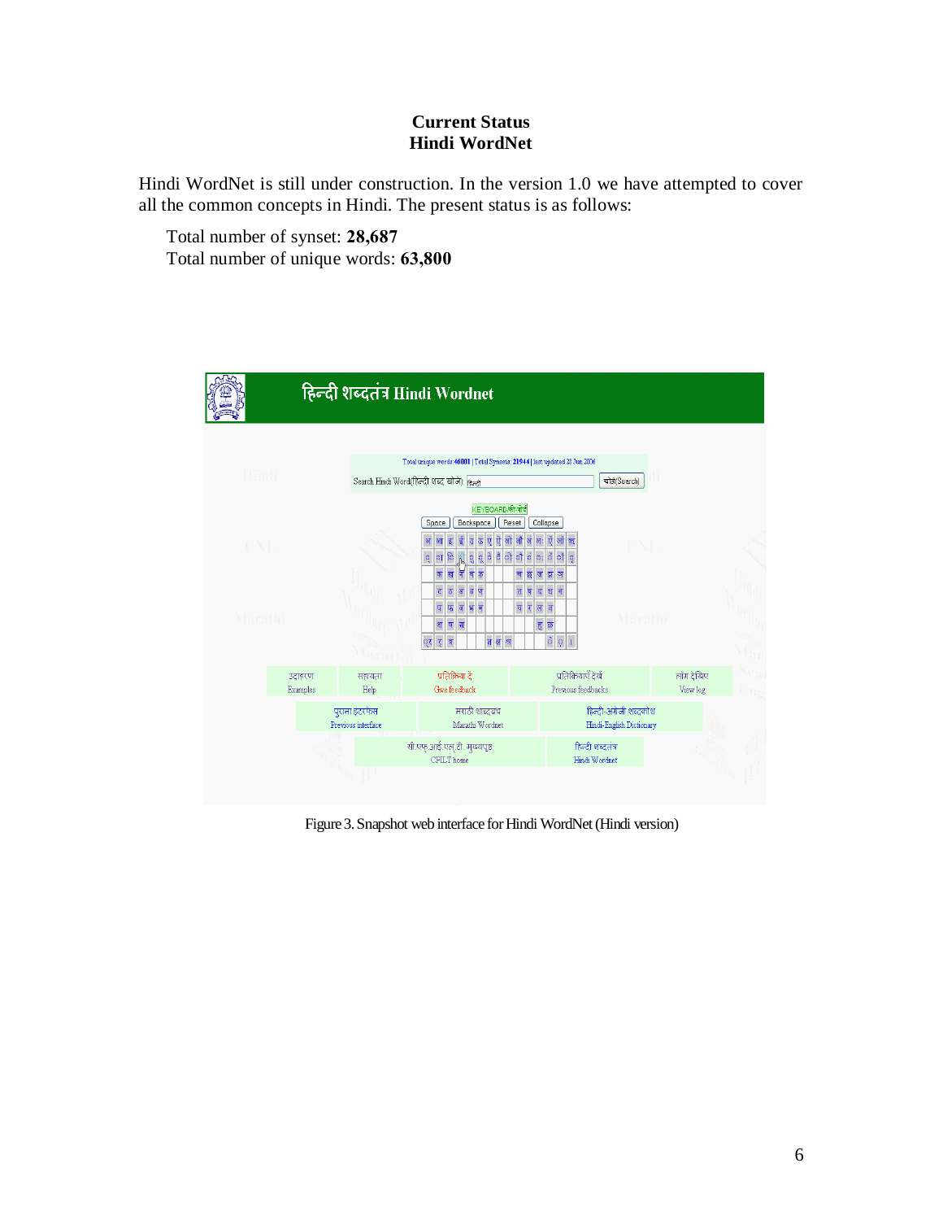**Current Status**
**Hindi WordNet**

Hindi WordNet is still under construction. In the version 1.0 we have attempted to cover all the common concepts in Hindi. The present status is as follows:

Total number of synset: **28,687**
Total number of unique words: **63,800**

Figure 3. Snapshot web interface for Hindi WordNet (Hindi version)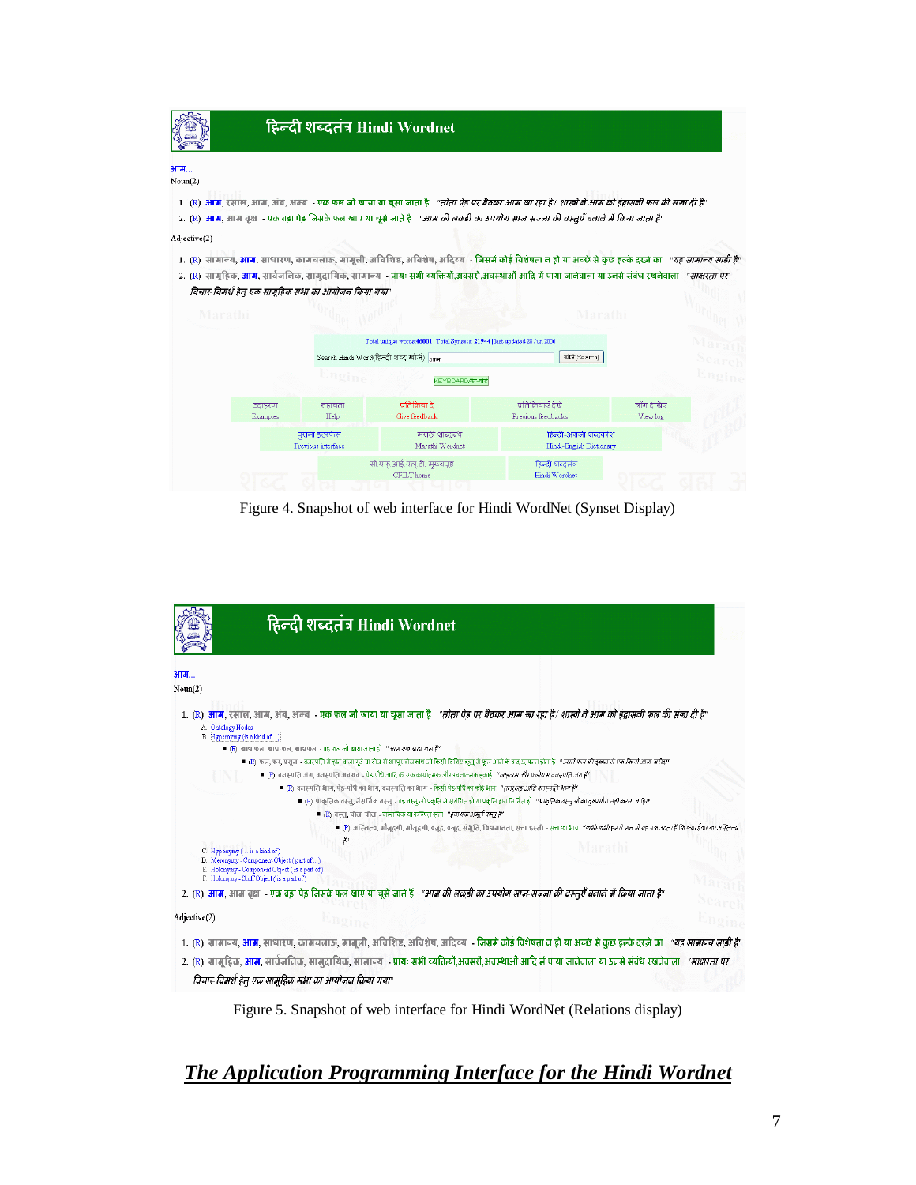Figure 4. Snapshot of web interface for Hindi WordNet (Synset Display)

Figure 5. Snapshot of web interface for Hindi WordNet (Relations display)

## ***The Application Programming Interface for the Hindi Wordnet***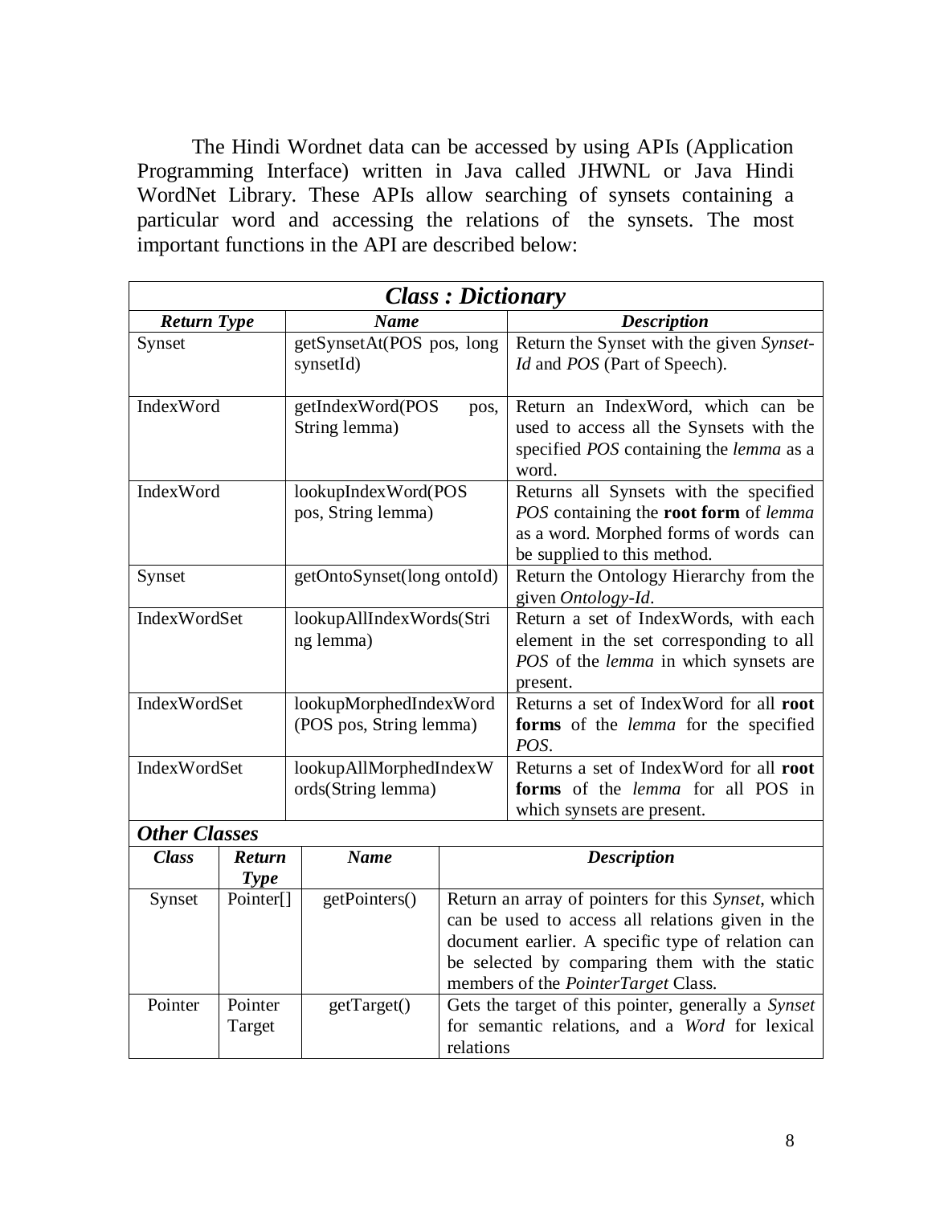The Hindi Wordnet data can be accessed by using APIs (Application Programming Interface) written in Java called JHWNL or Java Hindi WordNet Library. These APIs allow searching of synsets containing a particular word and accessing the relations of the synsets. The most important functions in the API are described below:

***Class : Dictionary***

| ***Return Type*** | ***Name*** | ***Description*** |
|---|---|---|
| Synset | getSynsetAt(POS pos, long synsetId) | Return the Synset with the given *Synset-Id* and *POS* (Part of Speech). |
| IndexWord | getIndexWord(POS pos, String lemma) | Return an IndexWord, which can be used to access all the Synsets with the specified *POS* containing the *lemma* as a word. |
| IndexWord | lookupIndexWord(POS pos, String lemma) | Returns all Synsets with the specified *POS* containing the **root form** of *lemma* as a word. Morphed forms of words can be supplied to this method. |
| Synset | getOntoSynset(long ontoId) | Return the Ontology Hierarchy from the given *Ontology-Id*. |
| IndexWordSet | lookupAllIndexWords(String lemma) | Return a set of IndexWords, with each element in the set corresponding to all *POS* of the *lemma* in which synsets are present. |
| IndexWordSet | lookupMorphedIndexWord (POS pos, String lemma) | Returns a set of IndexWord for all **root forms** of the *lemma* for the specified *POS*. |
| IndexWordSet | lookupAllMorphedIndexWords(String lemma) | Returns a set of IndexWord for all **root forms** of the *lemma* for all POS in which synsets are present. |

***Other Classes***

| ***Class*** | ***Return Type*** | ***Name*** | ***Description*** |
|---|---|---|---|
| Synset | Pointer[] | getPointers() | Return an array of pointers for this *Synset*, which can be used to access all relations given in the document earlier. A specific type of relation can be selected by comparing them with the static members of the *PointerTarget* Class. |
| Pointer | Pointer Target | getTarget() | Gets the target of this pointer, generally a *Synset* for semantic relations, and a *Word* for lexical relations |